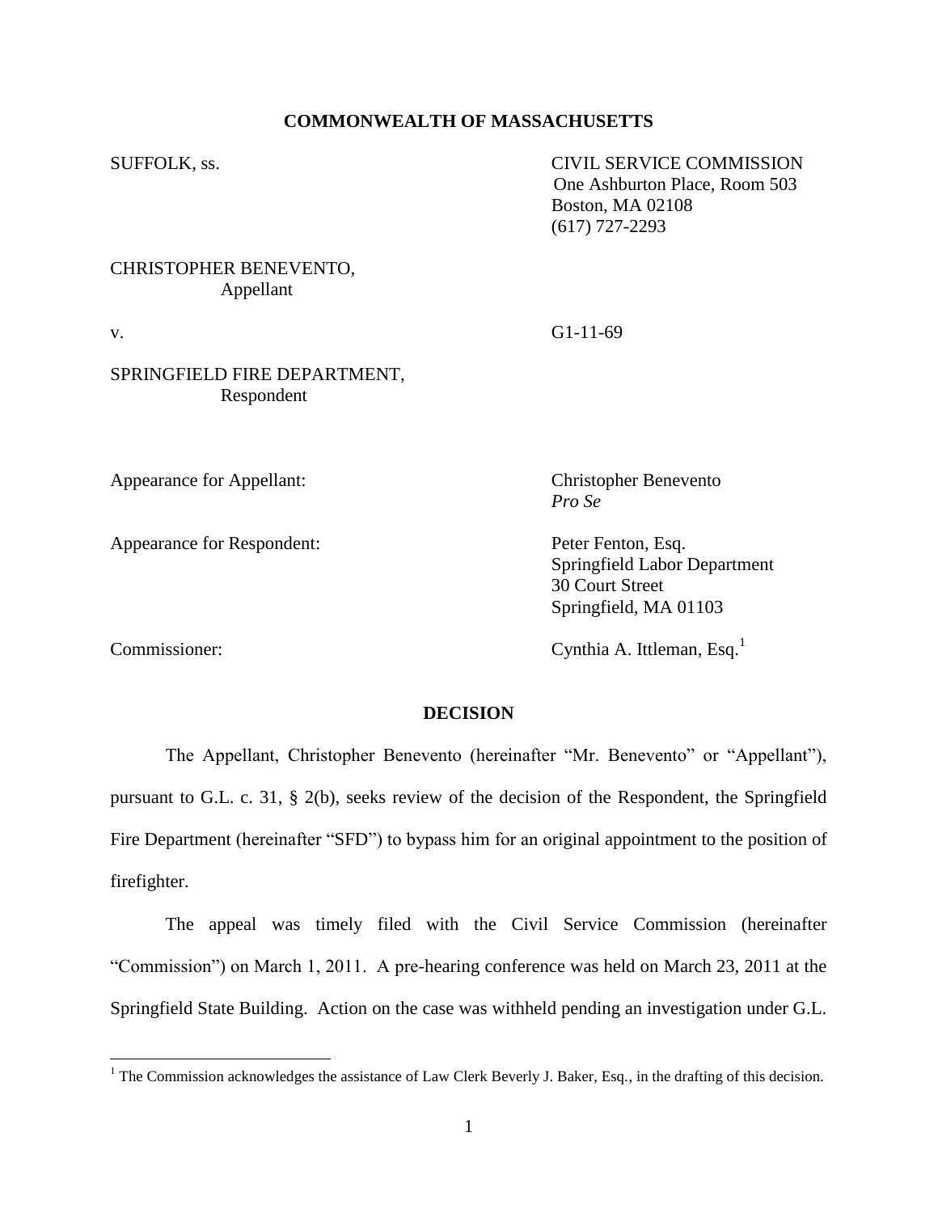**COMMONWEALTH OF MASSACHUSETTS**

SUFFOLK, ss.

CIVIL SERVICE COMMISSION
One Ashburton Place, Room 503
Boston, MA 02108
(617) 727-2293

CHRISTOPHER BENEVENTO,
Appellant

v.

G1-11-69

SPRINGFIELD FIRE DEPARTMENT,
Respondent

Appearance for Appellant: Christopher Benevento
*Pro Se*

Appearance for Respondent: Peter Fenton, Esq.
Springfield Labor Department
30 Court Street
Springfield, MA 01103

Commissioner: Cynthia A. Ittleman, Esq.[1]

**DECISION**

The Appellant, Christopher Benevento (hereinafter "Mr. Benevento" or "Appellant"), pursuant to G.L. c. 31, § 2(b), seeks review of the decision of the Respondent, the Springfield Fire Department (hereinafter "SFD") to bypass him for an original appointment to the position of firefighter.

The appeal was timely filed with the Civil Service Commission (hereinafter "Commission") on March 1, 2011. A pre-hearing conference was held on March 23, 2011 at the Springfield State Building. Action on the case was withheld pending an investigation under G.L.

[1] The Commission acknowledges the assistance of Law Clerk Beverly J. Baker, Esq., in the drafting of this decision.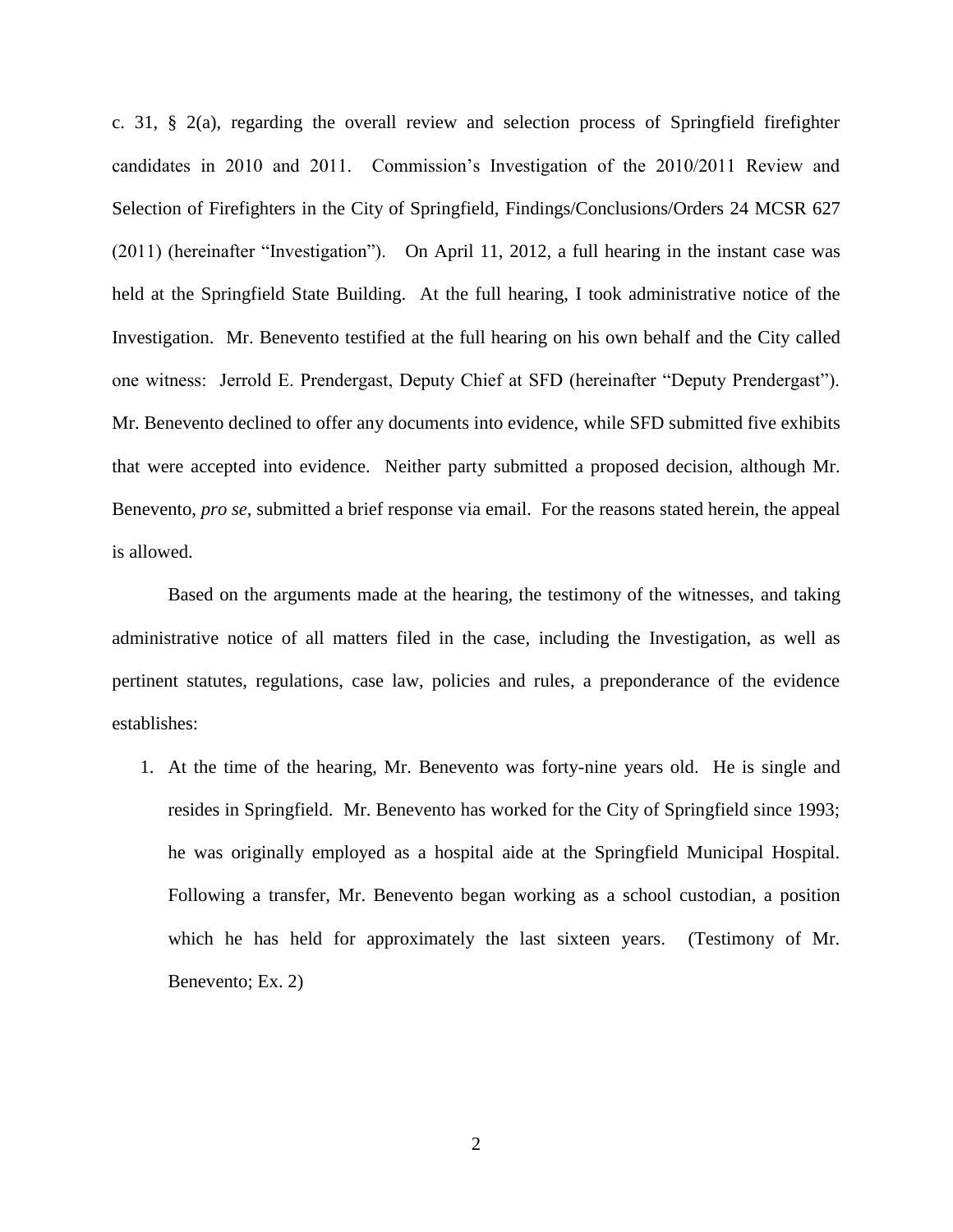c. 31, § 2(a), regarding the overall review and selection process of Springfield firefighter candidates in 2010 and 2011. Commission's Investigation of the 2010/2011 Review and Selection of Firefighters in the City of Springfield, Findings/Conclusions/Orders 24 MCSR 627 (2011) (hereinafter "Investigation"). On April 11, 2012, a full hearing in the instant case was held at the Springfield State Building. At the full hearing, I took administrative notice of the Investigation. Mr. Benevento testified at the full hearing on his own behalf and the City called one witness: Jerrold E. Prendergast, Deputy Chief at SFD (hereinafter "Deputy Prendergast"). Mr. Benevento declined to offer any documents into evidence, while SFD submitted five exhibits that were accepted into evidence. Neither party submitted a proposed decision, although Mr. Benevento, *pro se*, submitted a brief response via email. For the reasons stated herein, the appeal is allowed.

Based on the arguments made at the hearing, the testimony of the witnesses, and taking administrative notice of all matters filed in the case, including the Investigation, as well as pertinent statutes, regulations, case law, policies and rules, a preponderance of the evidence establishes:

1. At the time of the hearing, Mr. Benevento was forty-nine years old. He is single and resides in Springfield. Mr. Benevento has worked for the City of Springfield since 1993; he was originally employed as a hospital aide at the Springfield Municipal Hospital. Following a transfer, Mr. Benevento began working as a school custodian, a position which he has held for approximately the last sixteen years. (Testimony of Mr. Benevento; Ex. 2)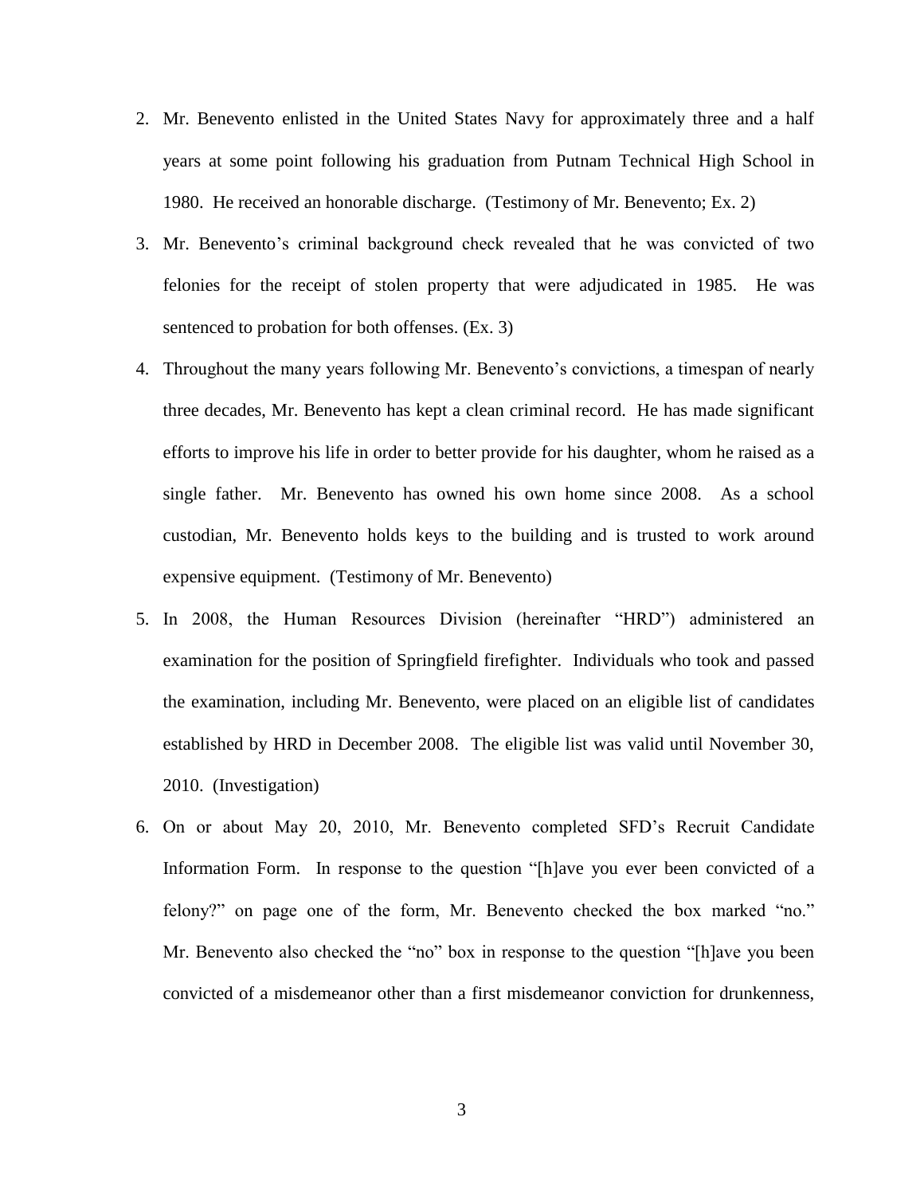2. Mr. Benevento enlisted in the United States Navy for approximately three and a half years at some point following his graduation from Putnam Technical High School in 1980. He received an honorable discharge. (Testimony of Mr. Benevento; Ex. 2)
3. Mr. Benevento's criminal background check revealed that he was convicted of two felonies for the receipt of stolen property that were adjudicated in 1985. He was sentenced to probation for both offenses. (Ex. 3)
4. Throughout the many years following Mr. Benevento's convictions, a timespan of nearly three decades, Mr. Benevento has kept a clean criminal record. He has made significant efforts to improve his life in order to better provide for his daughter, whom he raised as a single father. Mr. Benevento has owned his own home since 2008. As a school custodian, Mr. Benevento holds keys to the building and is trusted to work around expensive equipment. (Testimony of Mr. Benevento)
5. In 2008, the Human Resources Division (hereinafter "HRD") administered an examination for the position of Springfield firefighter. Individuals who took and passed the examination, including Mr. Benevento, were placed on an eligible list of candidates established by HRD in December 2008. The eligible list was valid until November 30, 2010. (Investigation)
6. On or about May 20, 2010, Mr. Benevento completed SFD's Recruit Candidate Information Form. In response to the question "[h]ave you ever been convicted of a felony?" on page one of the form, Mr. Benevento checked the box marked "no." Mr. Benevento also checked the "no" box in response to the question "[h]ave you been convicted of a misdemeanor other than a first misdemeanor conviction for drunkenness,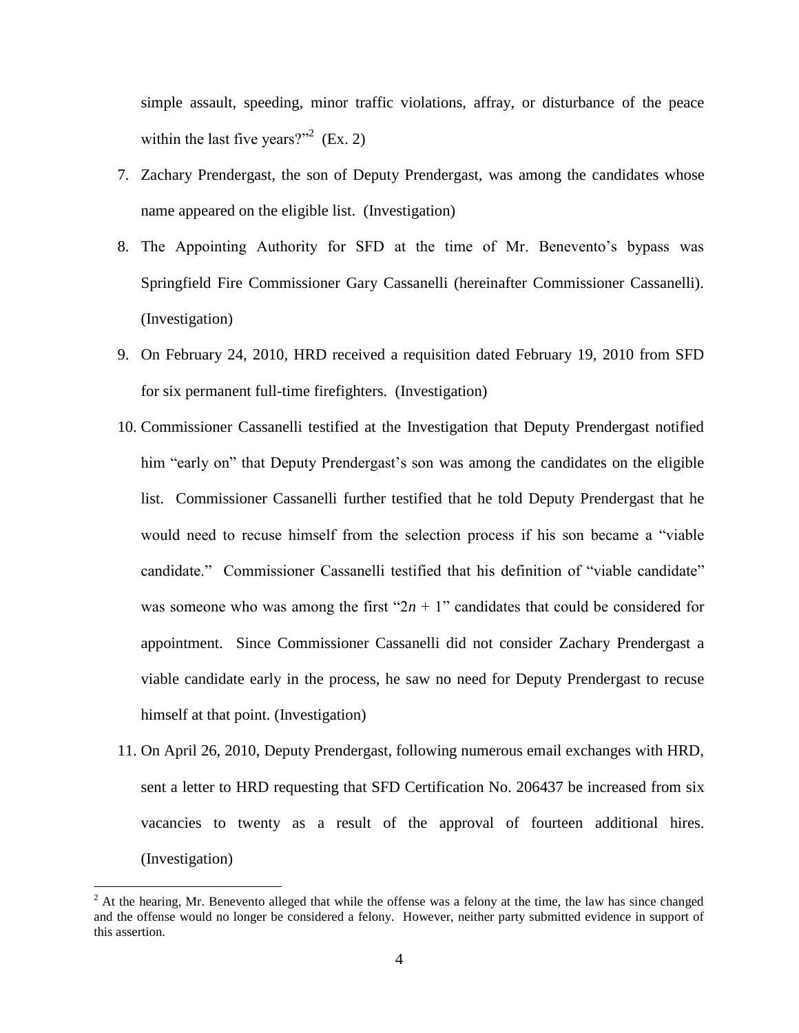simple assault, speeding, minor traffic violations, affray, or disturbance of the peace within the last five years?"[2] (Ex. 2)

7. Zachary Prendergast, the son of Deputy Prendergast, was among the candidates whose name appeared on the eligible list. (Investigation)

8. The Appointing Authority for SFD at the time of Mr. Benevento's bypass was Springfield Fire Commissioner Gary Cassanelli (hereinafter Commissioner Cassanelli). (Investigation)

9. On February 24, 2010, HRD received a requisition dated February 19, 2010 from SFD for six permanent full-time firefighters. (Investigation)

10. Commissioner Cassanelli testified at the Investigation that Deputy Prendergast notified him "early on" that Deputy Prendergast's son was among the candidates on the eligible list. Commissioner Cassanelli further testified that he told Deputy Prendergast that he would need to recuse himself from the selection process if his son became a "viable candidate." Commissioner Cassanelli testified that his definition of "viable candidate" was someone who was among the first "$2n + 1$" candidates that could be considered for appointment. Since Commissioner Cassanelli did not consider Zachary Prendergast a viable candidate early in the process, he saw no need for Deputy Prendergast to recuse himself at that point. (Investigation)

11. On April 26, 2010, Deputy Prendergast, following numerous email exchanges with HRD, sent a letter to HRD requesting that SFD Certification No. 206437 be increased from six vacancies to twenty as a result of the approval of fourteen additional hires. (Investigation)

[2] At the hearing, Mr. Benevento alleged that while the offense was a felony at the time, the law has since changed and the offense would no longer be considered a felony. However, neither party submitted evidence in support of this assertion.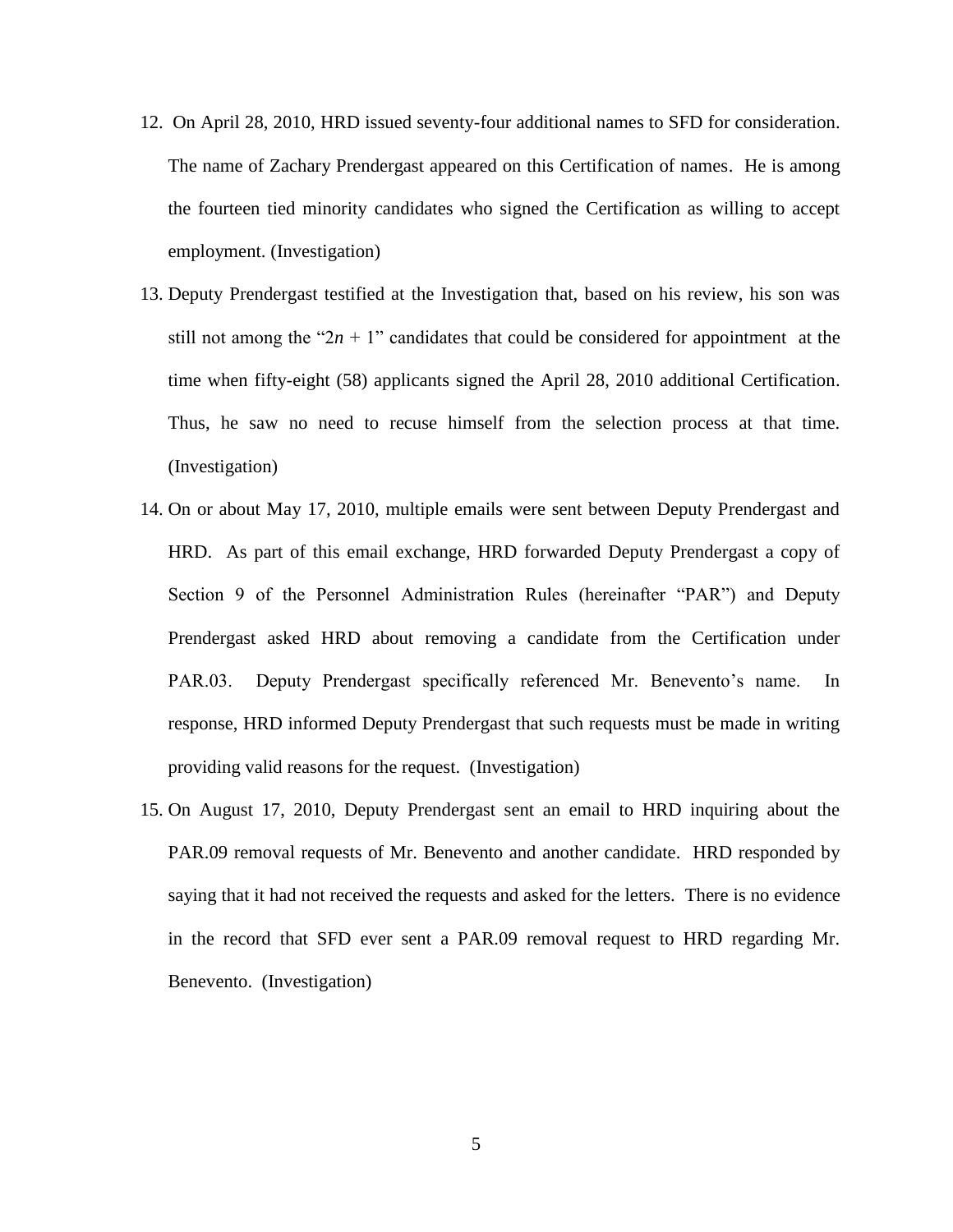12. On April 28, 2010, HRD issued seventy-four additional names to SFD for consideration. The name of Zachary Prendergast appeared on this Certification of names. He is among the fourteen tied minority candidates who signed the Certification as willing to accept employment. (Investigation)

13. Deputy Prendergast testified at the Investigation that, based on his review, his son was still not among the "$2n + 1$" candidates that could be considered for appointment at the time when fifty-eight (58) applicants signed the April 28, 2010 additional Certification. Thus, he saw no need to recuse himself from the selection process at that time. (Investigation)

14. On or about May 17, 2010, multiple emails were sent between Deputy Prendergast and HRD. As part of this email exchange, HRD forwarded Deputy Prendergast a copy of Section 9 of the Personnel Administration Rules (hereinafter "PAR") and Deputy Prendergast asked HRD about removing a candidate from the Certification under PAR.03. Deputy Prendergast specifically referenced Mr. Benevento's name. In response, HRD informed Deputy Prendergast that such requests must be made in writing providing valid reasons for the request. (Investigation)

15. On August 17, 2010, Deputy Prendergast sent an email to HRD inquiring about the PAR.09 removal requests of Mr. Benevento and another candidate. HRD responded by saying that it had not received the requests and asked for the letters. There is no evidence in the record that SFD ever sent a PAR.09 removal request to HRD regarding Mr. Benevento. (Investigation)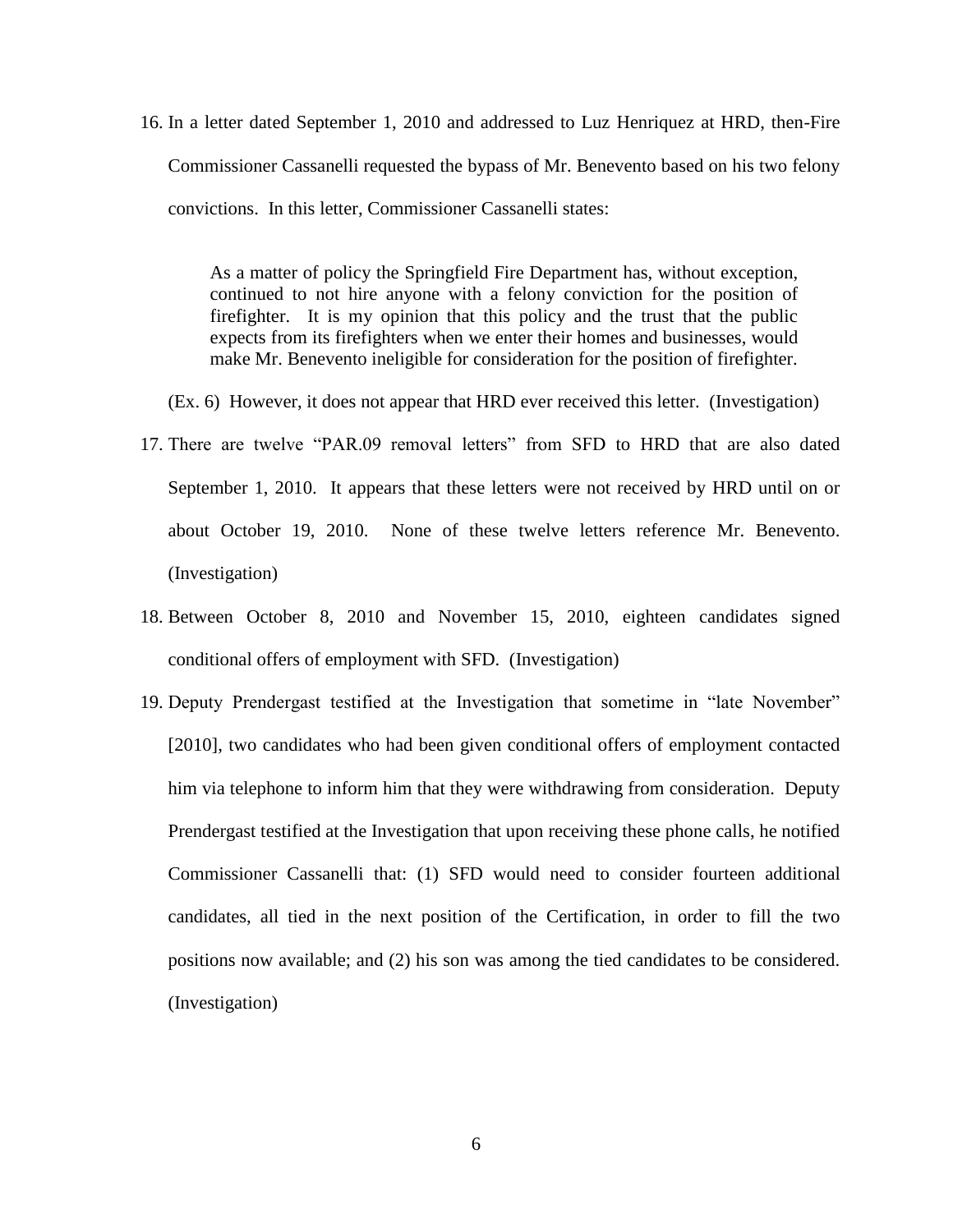16. In a letter dated September 1, 2010 and addressed to Luz Henriquez at HRD, then-Fire Commissioner Cassanelli requested the bypass of Mr. Benevento based on his two felony convictions. In this letter, Commissioner Cassanelli states:

    > As a matter of policy the Springfield Fire Department has, without exception, continued to not hire anyone with a felony conviction for the position of firefighter. It is my opinion that this policy and the trust that the public expects from its firefighters when we enter their homes and businesses, would make Mr. Benevento ineligible for consideration for the position of firefighter.

    (Ex. 6) However, it does not appear that HRD ever received this letter. (Investigation)

17. There are twelve "PAR.09 removal letters" from SFD to HRD that are also dated September 1, 2010. It appears that these letters were not received by HRD until on or about October 19, 2010. None of these twelve letters reference Mr. Benevento. (Investigation)

18. Between October 8, 2010 and November 15, 2010, eighteen candidates signed conditional offers of employment with SFD. (Investigation)

19. Deputy Prendergast testified at the Investigation that sometime in "late November" [2010], two candidates who had been given conditional offers of employment contacted him via telephone to inform him that they were withdrawing from consideration. Deputy Prendergast testified at the Investigation that upon receiving these phone calls, he notified Commissioner Cassanelli that: (1) SFD would need to consider fourteen additional candidates, all tied in the next position of the Certification, in order to fill the two positions now available; and (2) his son was among the tied candidates to be considered. (Investigation)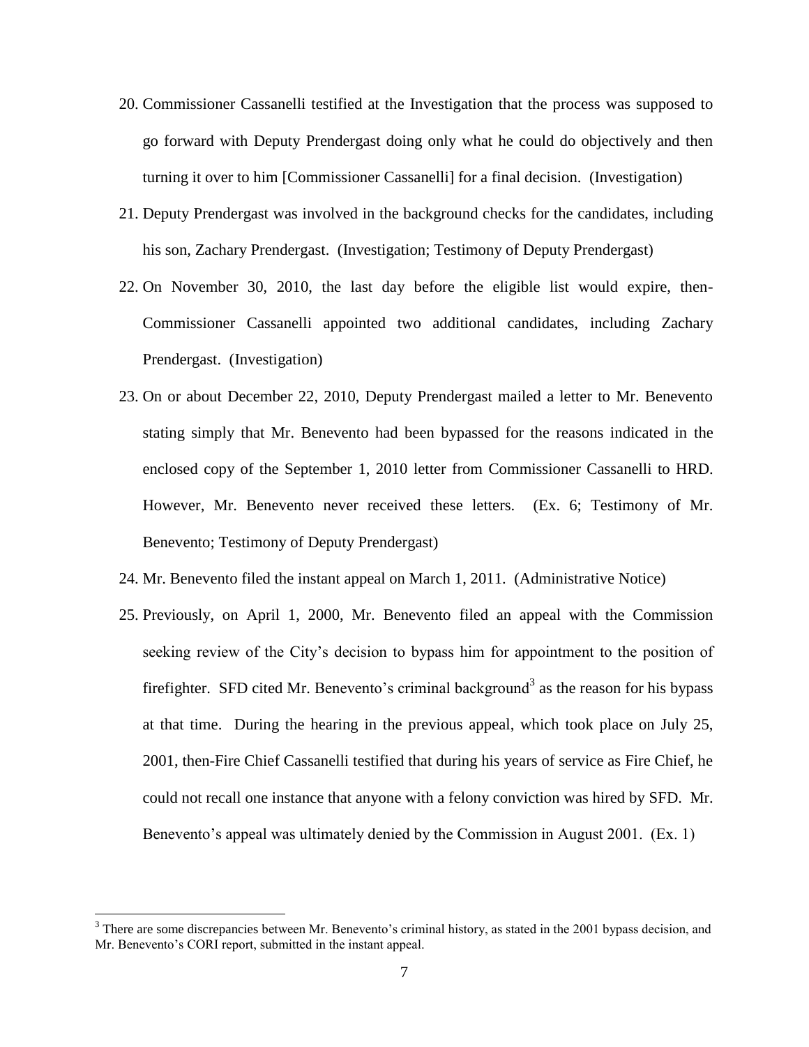20. Commissioner Cassanelli testified at the Investigation that the process was supposed to go forward with Deputy Prendergast doing only what he could do objectively and then turning it over to him [Commissioner Cassanelli] for a final decision. (Investigation)
21. Deputy Prendergast was involved in the background checks for the candidates, including his son, Zachary Prendergast. (Investigation; Testimony of Deputy Prendergast)
22. On November 30, 2010, the last day before the eligible list would expire, then-Commissioner Cassanelli appointed two additional candidates, including Zachary Prendergast. (Investigation)
23. On or about December 22, 2010, Deputy Prendergast mailed a letter to Mr. Benevento stating simply that Mr. Benevento had been bypassed for the reasons indicated in the enclosed copy of the September 1, 2010 letter from Commissioner Cassanelli to HRD. However, Mr. Benevento never received these letters. (Ex. 6; Testimony of Mr. Benevento; Testimony of Deputy Prendergast)
24. Mr. Benevento filed the instant appeal on March 1, 2011. (Administrative Notice)
25. Previously, on April 1, 2000, Mr. Benevento filed an appeal with the Commission seeking review of the City's decision to bypass him for appointment to the position of firefighter. SFD cited Mr. Benevento's criminal background[3] as the reason for his bypass at that time. During the hearing in the previous appeal, which took place on July 25, 2001, then-Fire Chief Cassanelli testified that during his years of service as Fire Chief, he could not recall one instance that anyone with a felony conviction was hired by SFD. Mr. Benevento's appeal was ultimately denied by the Commission in August 2001. (Ex. 1)

[3] There are some discrepancies between Mr. Benevento's criminal history, as stated in the 2001 bypass decision, and Mr. Benevento's CORI report, submitted in the instant appeal.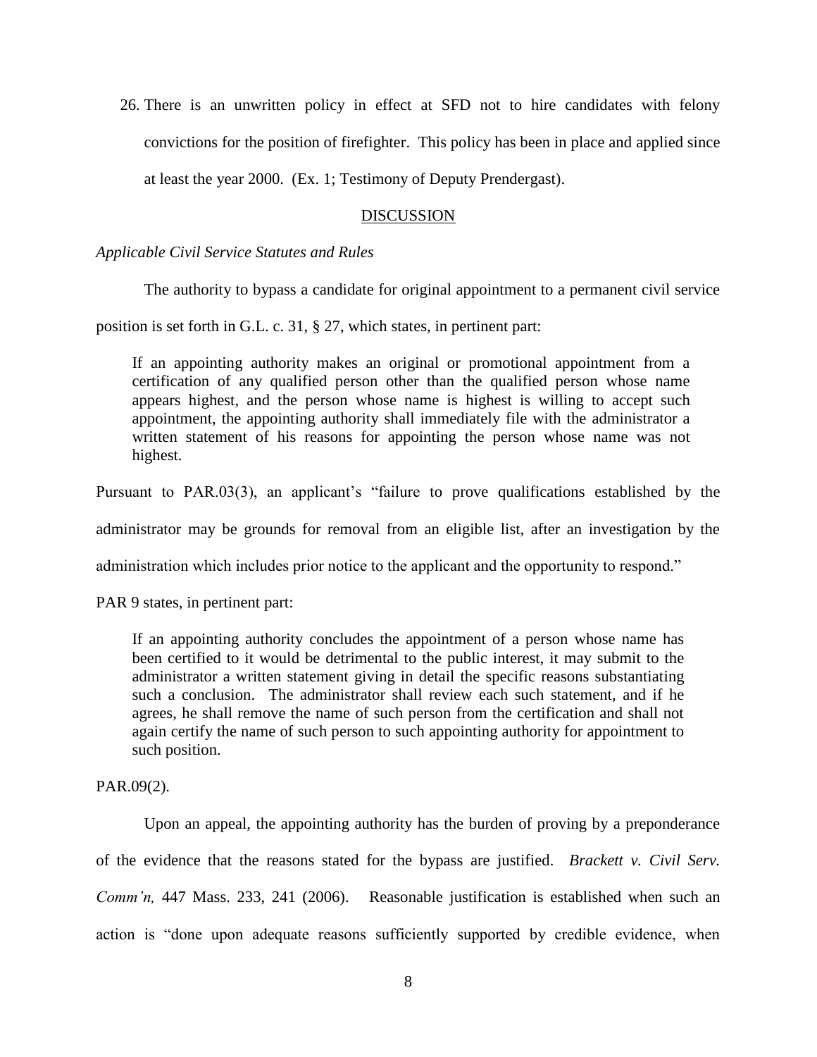26. There is an unwritten policy in effect at SFD not to hire candidates with felony convictions for the position of firefighter. This policy has been in place and applied since at least the year 2000. (Ex. 1; Testimony of Deputy Prendergast).

## DISCUSSION

*Applicable Civil Service Statutes and Rules*

The authority to bypass a candidate for original appointment to a permanent civil service position is set forth in G.L. c. 31, § 27, which states, in pertinent part:

> If an appointing authority makes an original or promotional appointment from a certification of any qualified person other than the qualified person whose name appears highest, and the person whose name is highest is willing to accept such appointment, the appointing authority shall immediately file with the administrator a written statement of his reasons for appointing the person whose name was not highest.

Pursuant to PAR.03(3), an applicant's "failure to prove qualifications established by the administrator may be grounds for removal from an eligible list, after an investigation by the administration which includes prior notice to the applicant and the opportunity to respond."

PAR 9 states, in pertinent part:

> If an appointing authority concludes the appointment of a person whose name has been certified to it would be detrimental to the public interest, it may submit to the administrator a written statement giving in detail the specific reasons substantiating such a conclusion. The administrator shall review each such statement, and if he agrees, he shall remove the name of such person from the certification and shall not again certify the name of such person to such appointing authority for appointment to such position.

PAR.09(2).

Upon an appeal, the appointing authority has the burden of proving by a preponderance of the evidence that the reasons stated for the bypass are justified. *Brackett v. Civil Serv. Comm'n,* 447 Mass. 233, 241 (2006). Reasonable justification is established when such an action is "done upon adequate reasons sufficiently supported by credible evidence, when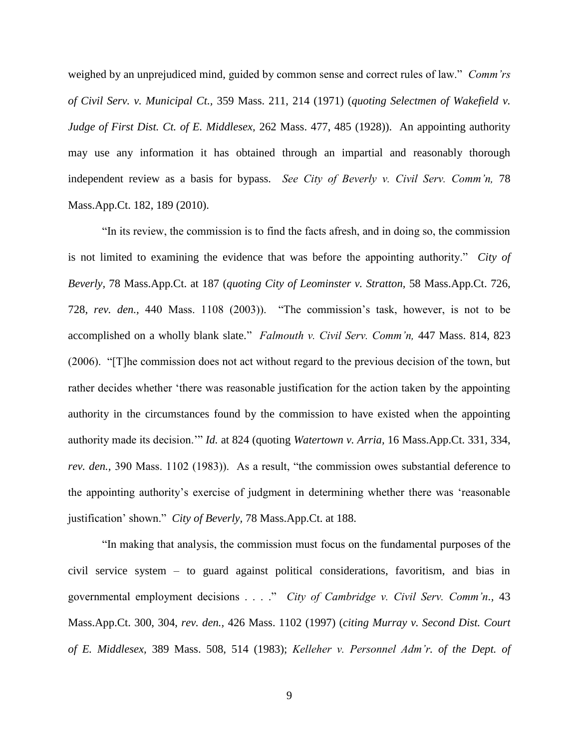weighed by an unprejudiced mind, guided by common sense and correct rules of law." *Comm'rs of Civil Serv. v. Municipal Ct.,* 359 Mass. 211, 214 (1971) (*quoting Selectmen of Wakefield v. Judge of First Dist. Ct. of E. Middlesex,* 262 Mass. 477, 485 (1928)). An appointing authority may use any information it has obtained through an impartial and reasonably thorough independent review as a basis for bypass. *See City of Beverly v. Civil Serv. Comm'n,* 78 Mass.App.Ct. 182, 189 (2010).

"In its review, the commission is to find the facts afresh, and in doing so, the commission is not limited to examining the evidence that was before the appointing authority." *City of Beverly*, 78 Mass.App.Ct. at 187 (*quoting City of Leominster v. Stratton,* 58 Mass.App.Ct. 726, 728, *rev. den.,* 440 Mass. 1108 (2003)). "The commission's task, however, is not to be accomplished on a wholly blank slate." *Falmouth v. Civil Serv. Comm'n,* 447 Mass. 814, 823 (2006). "[T]he commission does not act without regard to the previous decision of the town, but rather decides whether 'there was reasonable justification for the action taken by the appointing authority in the circumstances found by the commission to have existed when the appointing authority made its decision.'" *Id.* at 824 (quoting *Watertown v. Arria,* 16 Mass.App.Ct. 331, 334, *rev. den.,* 390 Mass. 1102 (1983)). As a result, "the commission owes substantial deference to the appointing authority's exercise of judgment in determining whether there was 'reasonable justification' shown." *City of Beverly,* 78 Mass.App.Ct. at 188.

"In making that analysis, the commission must focus on the fundamental purposes of the civil service system – to guard against political considerations, favoritism, and bias in governmental employment decisions . . . ." *City of Cambridge v. Civil Serv. Comm'n.*, 43 Mass.App.Ct. 300, 304, *rev. den.,* 426 Mass. 1102 (1997) (*citing Murray v. Second Dist. Court of E. Middlesex,* 389 Mass. 508, 514 (1983); *Kelleher v. Personnel Adm'r. of the Dept. of*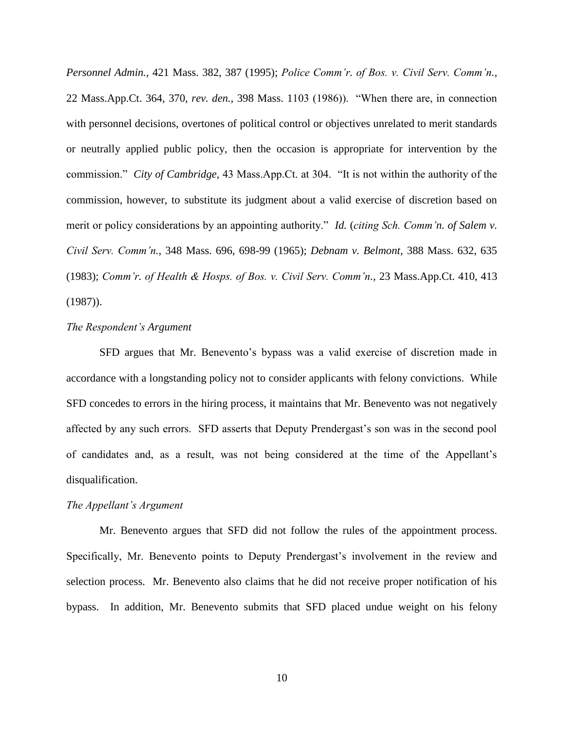*Personnel Admin.*, 421 Mass. 382, 387 (1995); *Police Comm'r. of Bos. v. Civil Serv. Comm'n.*, 22 Mass.App.Ct. 364, 370, *rev. den.*, 398 Mass. 1103 (1986)). "When there are, in connection with personnel decisions, overtones of political control or objectives unrelated to merit standards or neutrally applied public policy, then the occasion is appropriate for intervention by the commission." *City of Cambridge*, 43 Mass.App.Ct. at 304. "It is not within the authority of the commission, however, to substitute its judgment about a valid exercise of discretion based on merit or policy considerations by an appointing authority." *Id.* (*citing Sch. Comm'n. of Salem v. Civil Serv. Comm'n.*, 348 Mass. 696, 698-99 (1965); *Debnam v. Belmont*, 388 Mass. 632, 635 (1983); *Comm'r. of Health & Hosps. of Bos. v. Civil Serv. Comm'n.*, 23 Mass.App.Ct. 410, 413 (1987)).

*The Respondent's Argument*

SFD argues that Mr. Benevento's bypass was a valid exercise of discretion made in accordance with a longstanding policy not to consider applicants with felony convictions. While SFD concedes to errors in the hiring process, it maintains that Mr. Benevento was not negatively affected by any such errors. SFD asserts that Deputy Prendergast's son was in the second pool of candidates and, as a result, was not being considered at the time of the Appellant's disqualification.

*The Appellant's Argument*

Mr. Benevento argues that SFD did not follow the rules of the appointment process. Specifically, Mr. Benevento points to Deputy Prendergast's involvement in the review and selection process. Mr. Benevento also claims that he did not receive proper notification of his bypass. In addition, Mr. Benevento submits that SFD placed undue weight on his felony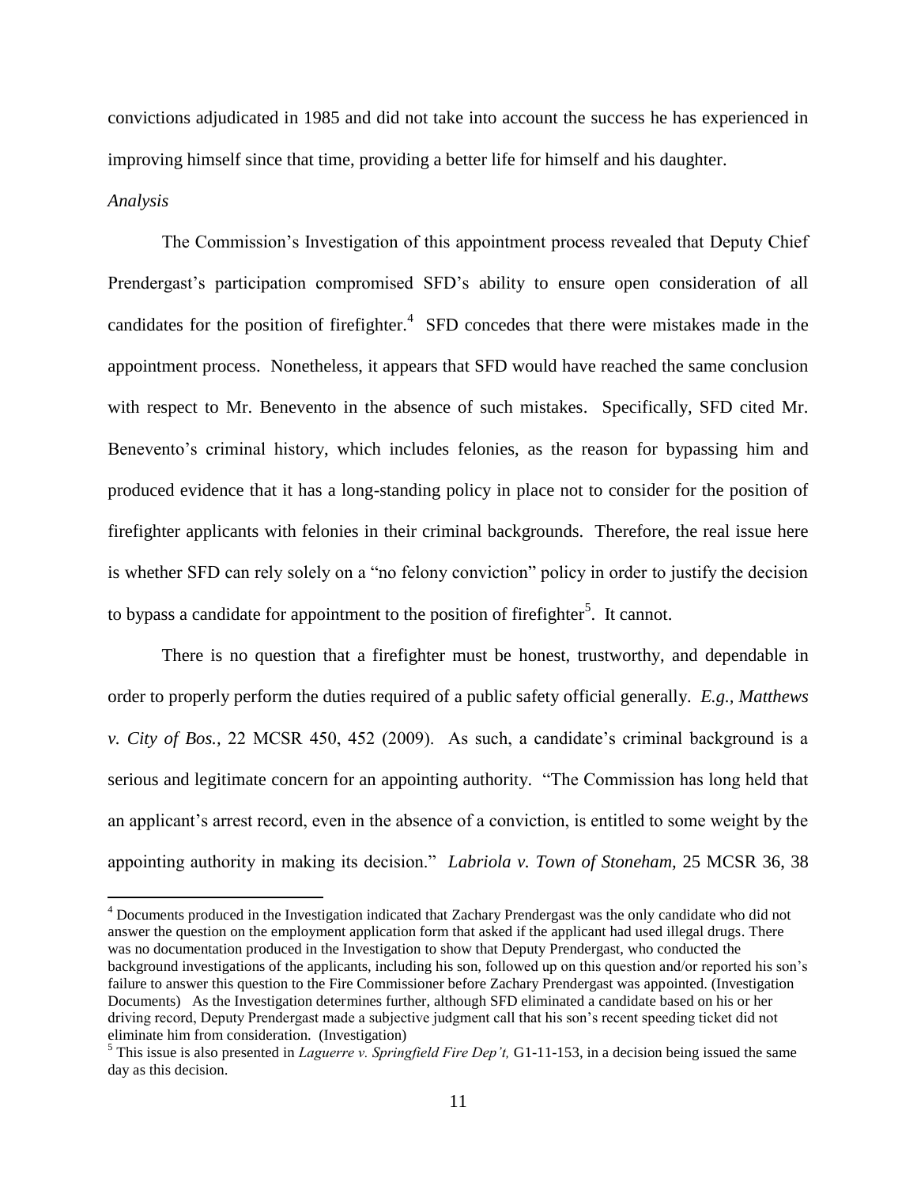convictions adjudicated in 1985 and did not take into account the success he has experienced in improving himself since that time, providing a better life for himself and his daughter.

*Analysis*

The Commission's Investigation of this appointment process revealed that Deputy Chief Prendergast's participation compromised SFD's ability to ensure open consideration of all candidates for the position of firefighter.[4] SFD concedes that there were mistakes made in the appointment process. Nonetheless, it appears that SFD would have reached the same conclusion with respect to Mr. Benevento in the absence of such mistakes. Specifically, SFD cited Mr. Benevento's criminal history, which includes felonies, as the reason for bypassing him and produced evidence that it has a long-standing policy in place not to consider for the position of firefighter applicants with felonies in their criminal backgrounds. Therefore, the real issue here is whether SFD can rely solely on a "no felony conviction" policy in order to justify the decision to bypass a candidate for appointment to the position of firefighter[5]. It cannot.

There is no question that a firefighter must be honest, trustworthy, and dependable in order to properly perform the duties required of a public safety official generally. *E.g., Matthews v. City of Bos.*, 22 MCSR 450, 452 (2009). As such, a candidate's criminal background is a serious and legitimate concern for an appointing authority. "The Commission has long held that an applicant's arrest record, even in the absence of a conviction, is entitled to some weight by the appointing authority in making its decision." *Labriola v. Town of Stoneham*, 25 MCSR 36, 38

[4] Documents produced in the Investigation indicated that Zachary Prendergast was the only candidate who did not answer the question on the employment application form that asked if the applicant had used illegal drugs. There was no documentation produced in the Investigation to show that Deputy Prendergast, who conducted the background investigations of the applicants, including his son, followed up on this question and/or reported his son's failure to answer this question to the Fire Commissioner before Zachary Prendergast was appointed. (Investigation Documents) As the Investigation determines further, although SFD eliminated a candidate based on his or her driving record, Deputy Prendergast made a subjective judgment call that his son's recent speeding ticket did not eliminate him from consideration. (Investigation)

[5] This issue is also presented in *Laguerre v. Springfield Fire Dep't,* G1-11-153, in a decision being issued the same day as this decision.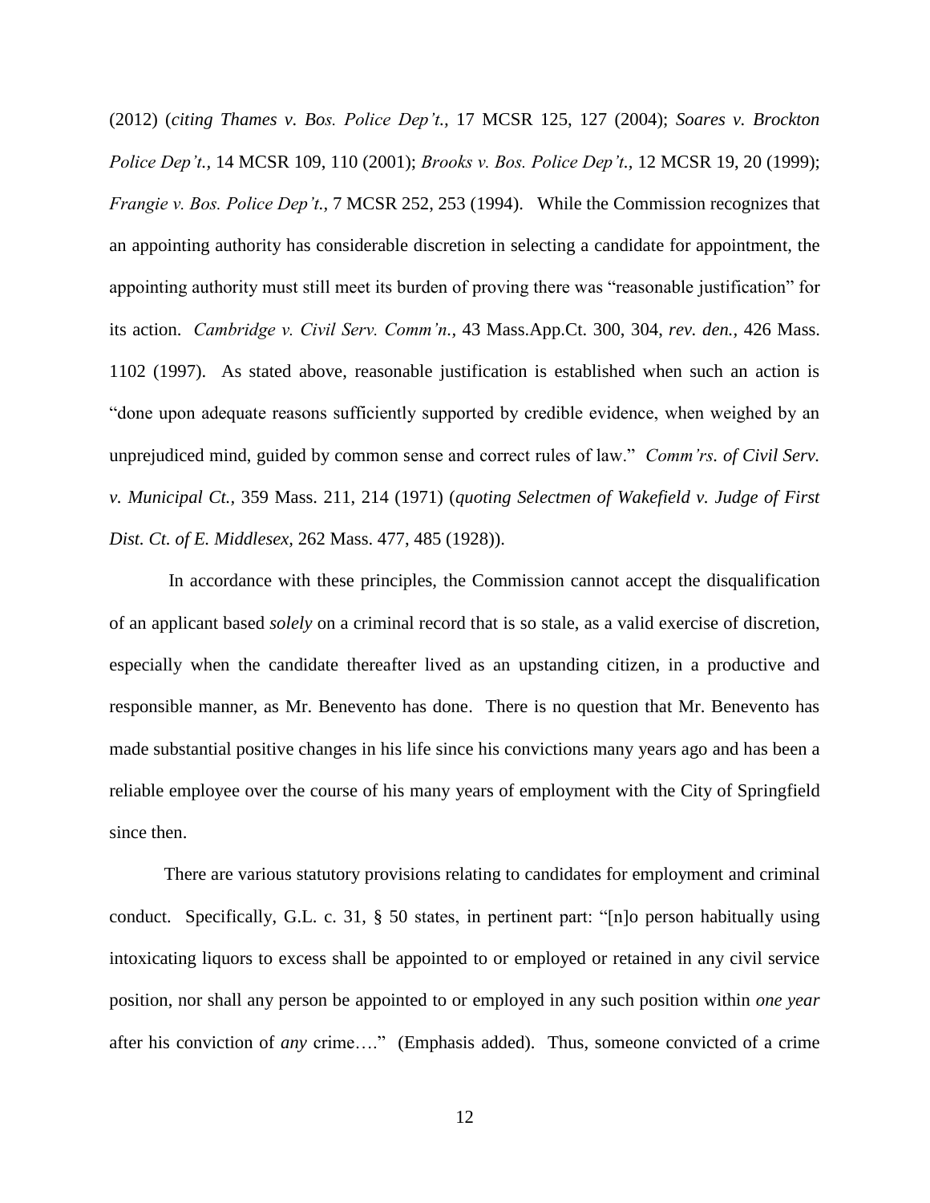(2012) (*citing Thames v. Bos. Police Dep't.,* 17 MCSR 125, 127 (2004); *Soares v. Brockton Police Dep't.,* 14 MCSR 109, 110 (2001); *Brooks v. Bos. Police Dep't.,* 12 MCSR 19, 20 (1999); *Frangie v. Bos. Police Dep't.,* 7 MCSR 252, 253 (1994). While the Commission recognizes that an appointing authority has considerable discretion in selecting a candidate for appointment, the appointing authority must still meet its burden of proving there was "reasonable justification" for its action. *Cambridge v. Civil Serv. Comm'n.,* 43 Mass.App.Ct. 300, 304, *rev. den.,* 426 Mass. 1102 (1997). As stated above, reasonable justification is established when such an action is "done upon adequate reasons sufficiently supported by credible evidence, when weighed by an unprejudiced mind, guided by common sense and correct rules of law." *Comm'rs. of Civil Serv. v. Municipal Ct.,* 359 Mass. 211, 214 (1971) (*quoting Selectmen of Wakefield v. Judge of First Dist. Ct. of E. Middlesex,* 262 Mass. 477, 485 (1928)).

In accordance with these principles, the Commission cannot accept the disqualification of an applicant based *solely* on a criminal record that is so stale, as a valid exercise of discretion, especially when the candidate thereafter lived as an upstanding citizen, in a productive and responsible manner, as Mr. Benevento has done. There is no question that Mr. Benevento has made substantial positive changes in his life since his convictions many years ago and has been a reliable employee over the course of his many years of employment with the City of Springfield since then.

There are various statutory provisions relating to candidates for employment and criminal conduct. Specifically, G.L. c. 31, § 50 states, in pertinent part: "[n]o person habitually using intoxicating liquors to excess shall be appointed to or employed or retained in any civil service position, nor shall any person be appointed to or employed in any such position within *one year* after his conviction of *any* crime…." (Emphasis added). Thus, someone convicted of a crime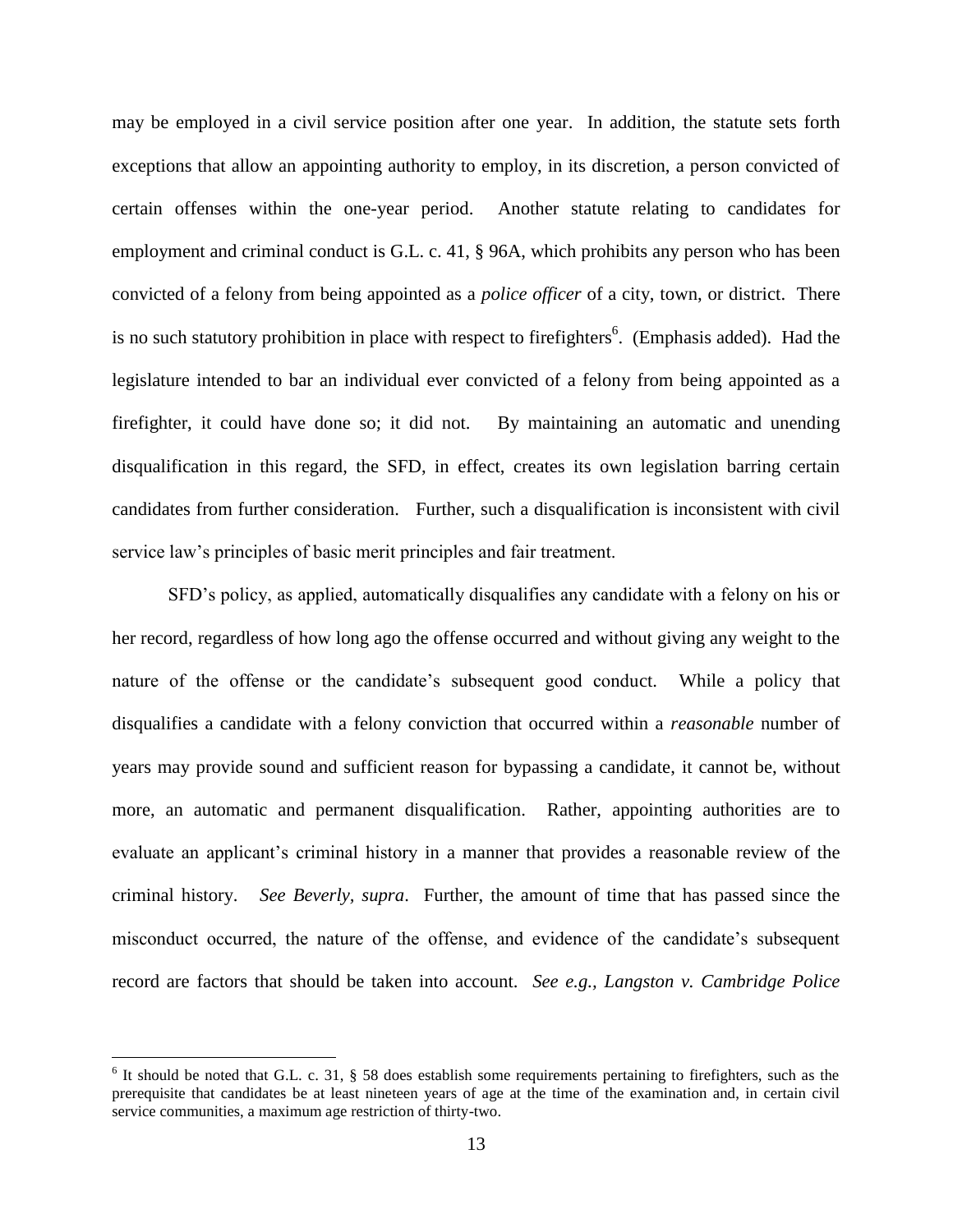may be employed in a civil service position after one year. In addition, the statute sets forth exceptions that allow an appointing authority to employ, in its discretion, a person convicted of certain offenses within the one-year period. Another statute relating to candidates for employment and criminal conduct is G.L. c. 41, § 96A, which prohibits any person who has been convicted of a felony from being appointed as a *police officer* of a city, town, or district. There is no such statutory prohibition in place with respect to firefighters[6]. (Emphasis added). Had the legislature intended to bar an individual ever convicted of a felony from being appointed as a firefighter, it could have done so; it did not. By maintaining an automatic and unending disqualification in this regard, the SFD, in effect, creates its own legislation barring certain candidates from further consideration. Further, such a disqualification is inconsistent with civil service law's principles of basic merit principles and fair treatment.

SFD's policy, as applied, automatically disqualifies any candidate with a felony on his or her record, regardless of how long ago the offense occurred and without giving any weight to the nature of the offense or the candidate's subsequent good conduct. While a policy that disqualifies a candidate with a felony conviction that occurred within a *reasonable* number of years may provide sound and sufficient reason for bypassing a candidate, it cannot be, without more, an automatic and permanent disqualification. Rather, appointing authorities are to evaluate an applicant's criminal history in a manner that provides a reasonable review of the criminal history. *See Beverly, supra*. Further, the amount of time that has passed since the misconduct occurred, the nature of the offense, and evidence of the candidate's subsequent record are factors that should be taken into account. *See e.g., Langston v. Cambridge Police*

[6] It should be noted that G.L. c. 31, § 58 does establish some requirements pertaining to firefighters, such as the prerequisite that candidates be at least nineteen years of age at the time of the examination and, in certain civil service communities, a maximum age restriction of thirty-two.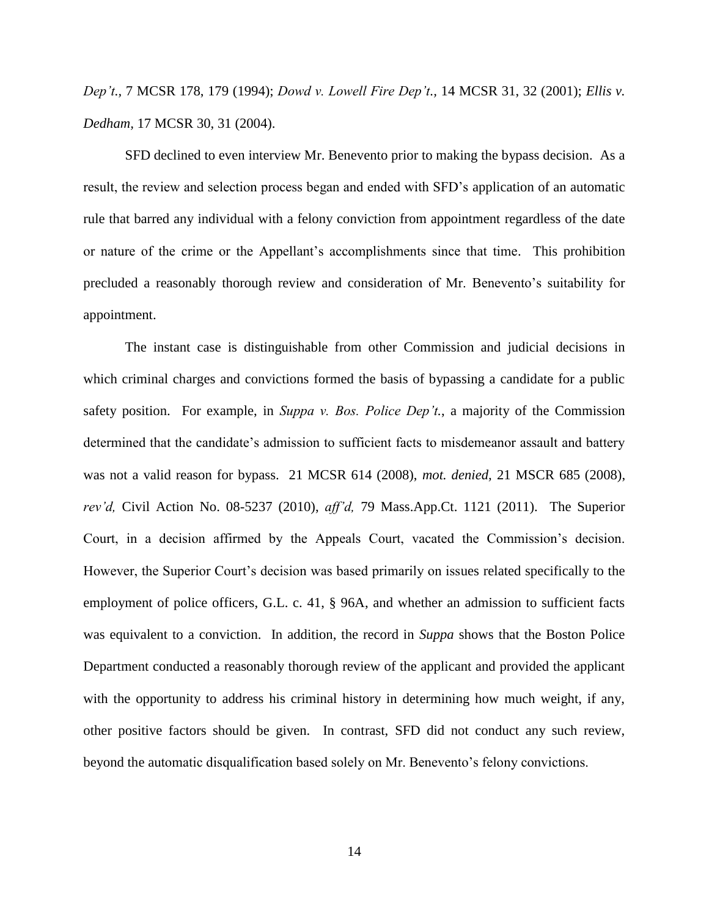*Dep't.*, 7 MCSR 178, 179 (1994); *Dowd v. Lowell Fire Dep't.*, 14 MCSR 31, 32 (2001); *Ellis v. Dedham*, 17 MCSR 30, 31 (2004).

SFD declined to even interview Mr. Benevento prior to making the bypass decision. As a result, the review and selection process began and ended with SFD's application of an automatic rule that barred any individual with a felony conviction from appointment regardless of the date or nature of the crime or the Appellant's accomplishments since that time. This prohibition precluded a reasonably thorough review and consideration of Mr. Benevento's suitability for appointment.

The instant case is distinguishable from other Commission and judicial decisions in which criminal charges and convictions formed the basis of bypassing a candidate for a public safety position. For example, in *Suppa v. Bos. Police Dep't.*, a majority of the Commission determined that the candidate's admission to sufficient facts to misdemeanor assault and battery was not a valid reason for bypass. 21 MCSR 614 (2008), *mot. denied,* 21 MSCR 685 (2008), *rev'd,* Civil Action No. 08-5237 (2010), *aff'd,* 79 Mass.App.Ct. 1121 (2011). The Superior Court, in a decision affirmed by the Appeals Court, vacated the Commission's decision. However, the Superior Court's decision was based primarily on issues related specifically to the employment of police officers, G.L. c. 41, § 96A, and whether an admission to sufficient facts was equivalent to a conviction. In addition, the record in *Suppa* shows that the Boston Police Department conducted a reasonably thorough review of the applicant and provided the applicant with the opportunity to address his criminal history in determining how much weight, if any, other positive factors should be given. In contrast, SFD did not conduct any such review, beyond the automatic disqualification based solely on Mr. Benevento's felony convictions.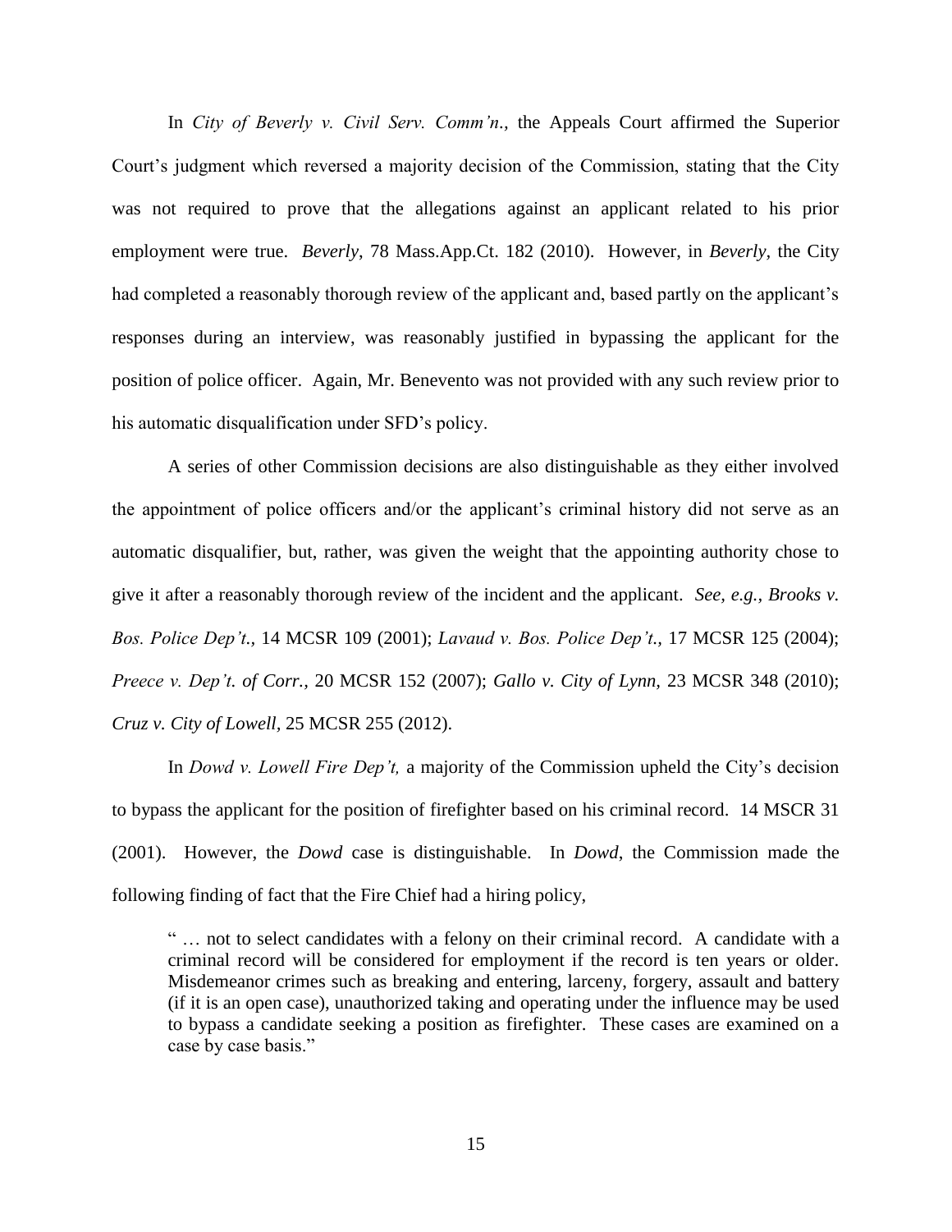In *City of Beverly v. Civil Serv. Comm'n*., the Appeals Court affirmed the Superior Court's judgment which reversed a majority decision of the Commission, stating that the City was not required to prove that the allegations against an applicant related to his prior employment were true. *Beverly*, 78 Mass.App.Ct. 182 (2010). However, in *Beverly,* the City had completed a reasonably thorough review of the applicant and, based partly on the applicant's responses during an interview, was reasonably justified in bypassing the applicant for the position of police officer. Again, Mr. Benevento was not provided with any such review prior to his automatic disqualification under SFD's policy.

A series of other Commission decisions are also distinguishable as they either involved the appointment of police officers and/or the applicant's criminal history did not serve as an automatic disqualifier, but, rather, was given the weight that the appointing authority chose to give it after a reasonably thorough review of the incident and the applicant. *See, e.g., Brooks v. Bos. Police Dep't.,* 14 MCSR 109 (2001); *Lavaud v. Bos. Police Dep't.,* 17 MCSR 125 (2004); *Preece v. Dep't. of Corr.,* 20 MCSR 152 (2007); *Gallo v. City of Lynn,* 23 MCSR 348 (2010); *Cruz v. City of Lowell,* 25 MCSR 255 (2012).

In *Dowd v. Lowell Fire Dep't,* a majority of the Commission upheld the City's decision to bypass the applicant for the position of firefighter based on his criminal record. 14 MSCR 31 (2001). However, the *Dowd* case is distinguishable. In *Dowd*, the Commission made the following finding of fact that the Fire Chief had a hiring policy,

> " … not to select candidates with a felony on their criminal record. A candidate with a criminal record will be considered for employment if the record is ten years or older. Misdemeanor crimes such as breaking and entering, larceny, forgery, assault and battery (if it is an open case), unauthorized taking and operating under the influence may be used to bypass a candidate seeking a position as firefighter. These cases are examined on a case by case basis."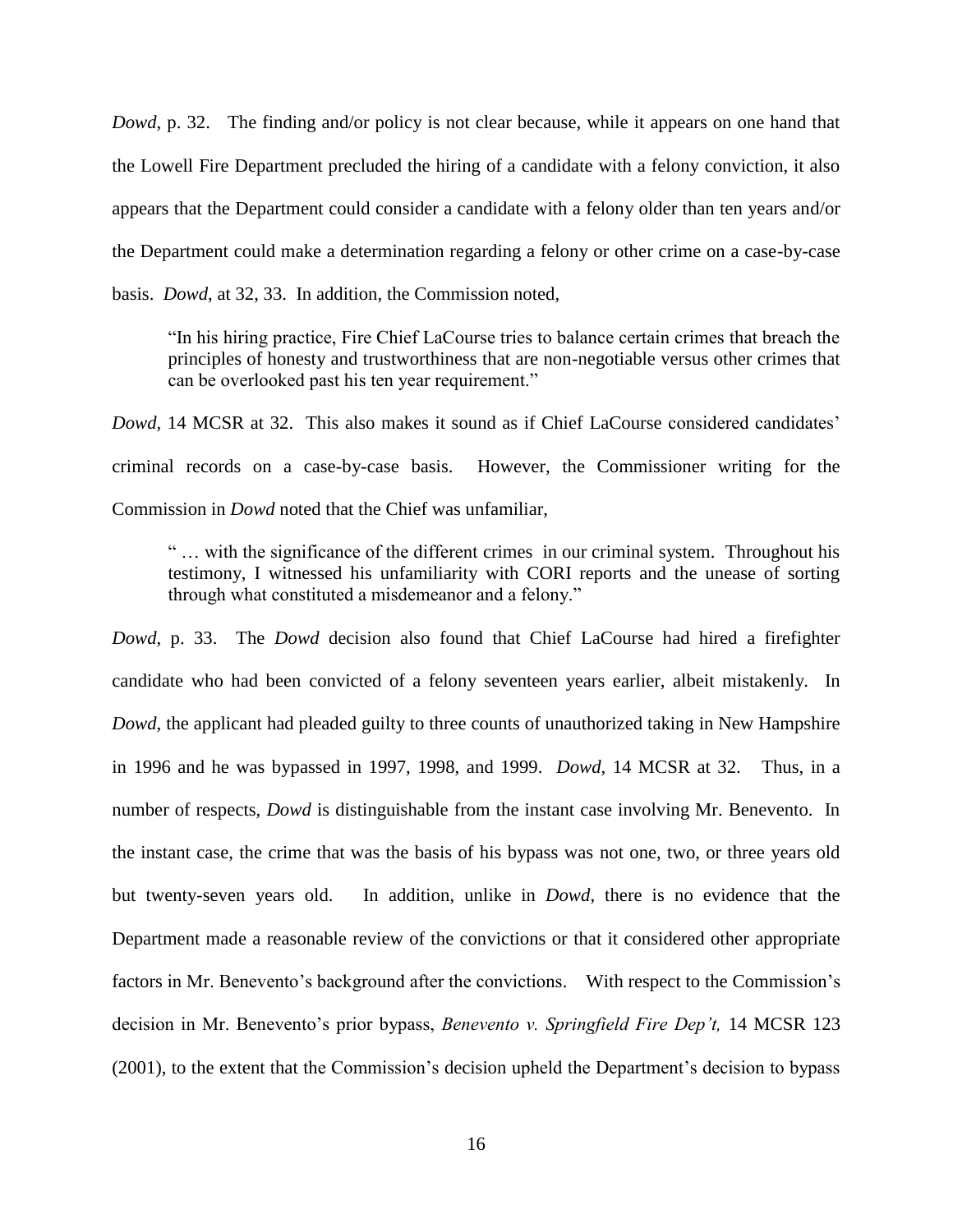*Dowd*, p. 32. The finding and/or policy is not clear because, while it appears on one hand that the Lowell Fire Department precluded the hiring of a candidate with a felony conviction, it also appears that the Department could consider a candidate with a felony older than ten years and/or the Department could make a determination regarding a felony or other crime on a case-by-case basis. *Dowd*, at 32, 33. In addition, the Commission noted,

> "In his hiring practice, Fire Chief LaCourse tries to balance certain crimes that breach the principles of honesty and trustworthiness that are non-negotiable versus other crimes that can be overlooked past his ten year requirement."

*Dowd*, 14 MCSR at 32. This also makes it sound as if Chief LaCourse considered candidates' criminal records on a case-by-case basis. However, the Commissioner writing for the Commission in *Dowd* noted that the Chief was unfamiliar,

> " … with the significance of the different crimes in our criminal system. Throughout his testimony, I witnessed his unfamiliarity with CORI reports and the unease of sorting through what constituted a misdemeanor and a felony."

*Dowd*, p. 33. The *Dowd* decision also found that Chief LaCourse had hired a firefighter candidate who had been convicted of a felony seventeen years earlier, albeit mistakenly. In *Dowd*, the applicant had pleaded guilty to three counts of unauthorized taking in New Hampshire in 1996 and he was bypassed in 1997, 1998, and 1999. *Dowd*, 14 MCSR at 32. Thus, in a number of respects, *Dowd* is distinguishable from the instant case involving Mr. Benevento. In the instant case, the crime that was the basis of his bypass was not one, two, or three years old but twenty-seven years old. In addition, unlike in *Dowd*, there is no evidence that the Department made a reasonable review of the convictions or that it considered other appropriate factors in Mr. Benevento's background after the convictions. With respect to the Commission's decision in Mr. Benevento's prior bypass, *Benevento v. Springfield Fire Dep't,* 14 MCSR 123 (2001), to the extent that the Commission's decision upheld the Department's decision to bypass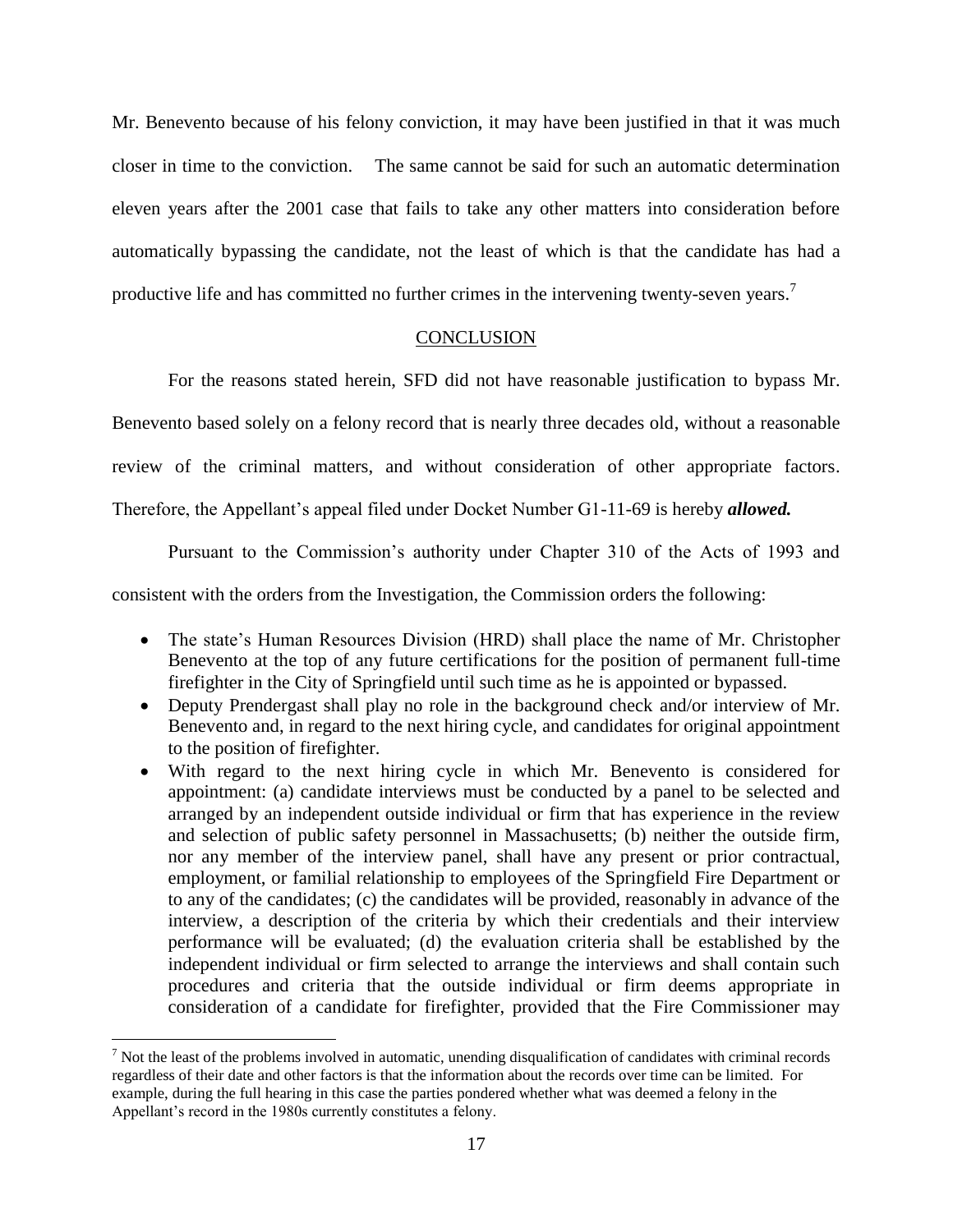Mr. Benevento because of his felony conviction, it may have been justified in that it was much closer in time to the conviction. The same cannot be said for such an automatic determination eleven years after the 2001 case that fails to take any other matters into consideration before automatically bypassing the candidate, not the least of which is that the candidate has had a productive life and has committed no further crimes in the intervening twenty-seven years.[7]

## CONCLUSION

For the reasons stated herein, SFD did not have reasonable justification to bypass Mr. Benevento based solely on a felony record that is nearly three decades old, without a reasonable review of the criminal matters, and without consideration of other appropriate factors. Therefore, the Appellant's appeal filed under Docket Number G1-11-69 is hereby ***allowed.***

Pursuant to the Commission's authority under Chapter 310 of the Acts of 1993 and consistent with the orders from the Investigation, the Commission orders the following:

- The state's Human Resources Division (HRD) shall place the name of Mr. Christopher Benevento at the top of any future certifications for the position of permanent full-time firefighter in the City of Springfield until such time as he is appointed or bypassed.
- Deputy Prendergast shall play no role in the background check and/or interview of Mr. Benevento and, in regard to the next hiring cycle, and candidates for original appointment to the position of firefighter.
- With regard to the next hiring cycle in which Mr. Benevento is considered for appointment: (a) candidate interviews must be conducted by a panel to be selected and arranged by an independent outside individual or firm that has experience in the review and selection of public safety personnel in Massachusetts; (b) neither the outside firm, nor any member of the interview panel, shall have any present or prior contractual, employment, or familial relationship to employees of the Springfield Fire Department or to any of the candidates; (c) the candidates will be provided, reasonably in advance of the interview, a description of the criteria by which their credentials and their interview performance will be evaluated; (d) the evaluation criteria shall be established by the independent individual or firm selected to arrange the interviews and shall contain such procedures and criteria that the outside individual or firm deems appropriate in consideration of a candidate for firefighter, provided that the Fire Commissioner may

[7] Not the least of the problems involved in automatic, unending disqualification of candidates with criminal records regardless of their date and other factors is that the information about the records over time can be limited. For example, during the full hearing in this case the parties pondered whether what was deemed a felony in the Appellant's record in the 1980s currently constitutes a felony.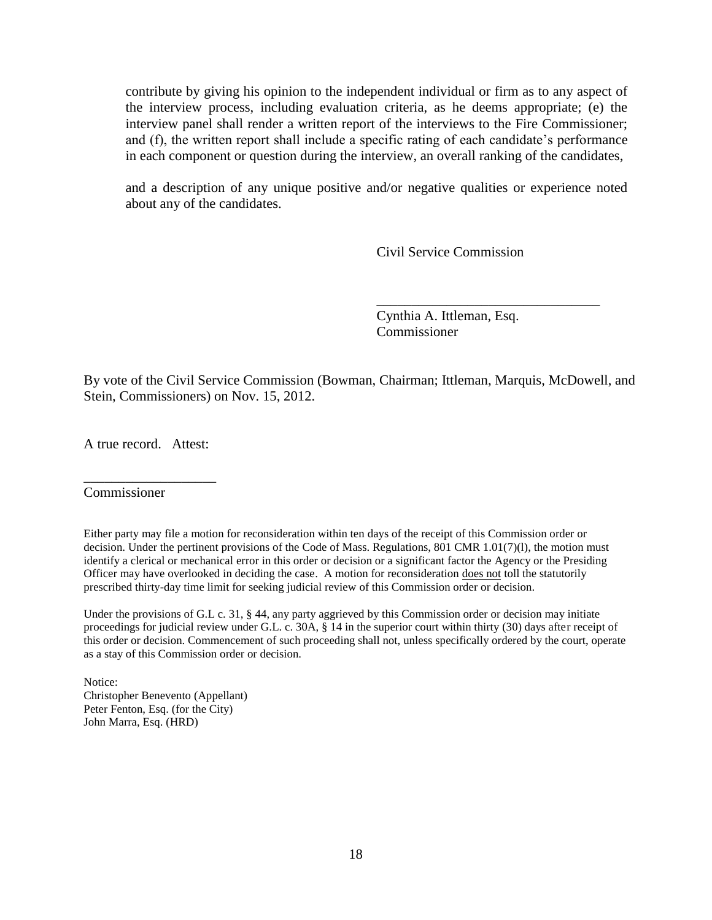contribute by giving his opinion to the independent individual or firm as to any aspect of the interview process, including evaluation criteria, as he deems appropriate; (e) the interview panel shall render a written report of the interviews to the Fire Commissioner; and (f), the written report shall include a specific rating of each candidate's performance in each component or question during the interview, an overall ranking of the candidates,

and a description of any unique positive and/or negative qualities or experience noted about any of the candidates.

Civil Service Commission

_______________________________
Cynthia A. Ittleman, Esq.
Commissioner

By vote of the Civil Service Commission (Bowman, Chairman; Ittleman, Marquis, McDowell, and Stein, Commissioners) on Nov. 15, 2012.

A true record. Attest:

___________________
Commissioner

Either party may file a motion for reconsideration within ten days of the receipt of this Commission order or decision. Under the pertinent provisions of the Code of Mass. Regulations, 801 CMR 1.01(7)(l), the motion must identify a clerical or mechanical error in this order or decision or a significant factor the Agency or the Presiding Officer may have overlooked in deciding the case. A motion for reconsideration does not toll the statutorily prescribed thirty-day time limit for seeking judicial review of this Commission order or decision.

Under the provisions of G.L c. 31, § 44, any party aggrieved by this Commission order or decision may initiate proceedings for judicial review under G.L. c. 30A, § 14 in the superior court within thirty (30) days after receipt of this order or decision. Commencement of such proceeding shall not, unless specifically ordered by the court, operate as a stay of this Commission order or decision.

Notice:
Christopher Benevento (Appellant)
Peter Fenton, Esq. (for the City)
John Marra, Esq. (HRD)